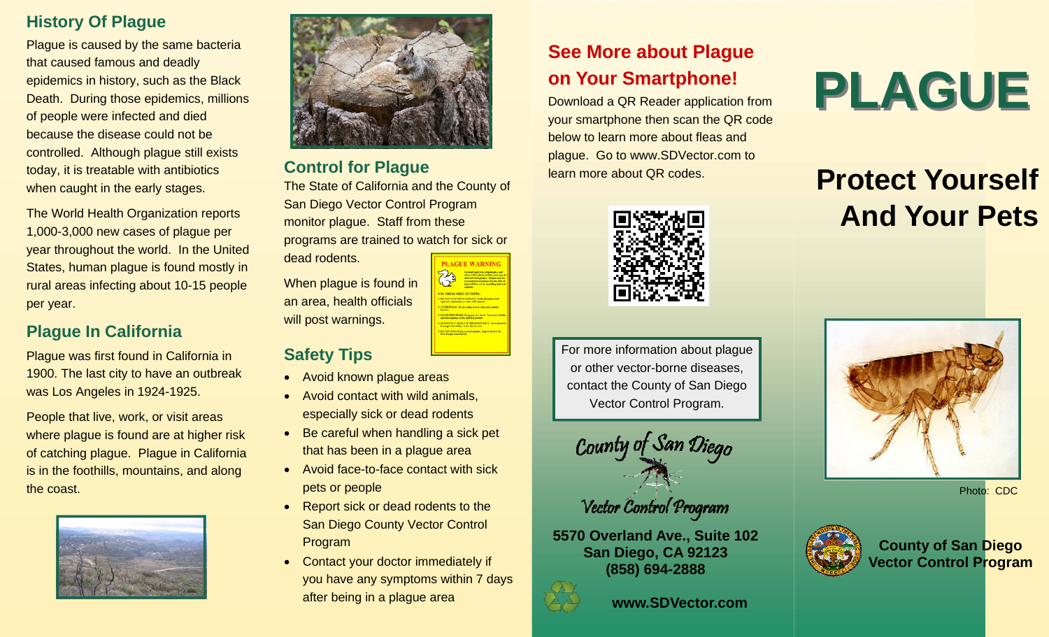## History Of Plague

Plague is caused by the same bacteria that caused famous and deadly epidemics in history, such as the Black Death. During those epidemics, millions of people were infected and died because the disease could not be controlled. Although plague still exists today, it is treatable with antibiotics when caught in the early stages.

The World Health Organization reports 1,000-3,000 new cases of plague per year throughout the world. In the United States, human plague is found mostly in rural areas infecting about 10-15 people per year.

## Plague In California

Plague was first found in California in 1900. The last city to have an outbreak was Los Angeles in 1924-1925.

People that live, work, or visit areas where plague is found are at higher risk of catching plague. Plague in California is in the foothills, mountains, and along the coast.

## Control for Plague

The State of California and the County of San Diego Vector Control Program monitor plague. Staff from these programs are trained to watch for sick or dead rodents.

When plague is found in an area, health officials will post warnings.

## Safety Tips

- Avoid known plague areas
- Avoid contact with wild animals, especially sick or dead rodents
- Be careful when handling a sick pet that has been in a plague area
- Avoid face-to-face contact with sick pets or people
- Report sick or dead rodents to the San Diego County Vector Control Program
- Contact your doctor immediately if you have any symptoms within 7 days after being in a plague area

## See More about Plague on Your Smartphone!

Download a QR Reader application from your smartphone then scan the QR code below to learn more about fleas and plague. Go to www.SDVector.com to learn more about QR codes.

For more information about plague or other vector-borne diseases, contact the County of San Diego Vector Control Program.

County of San Diego Vector Control Program

**5570 Overland Ave., Suite 102**
**San Diego, CA 92123**
**(858) 694-2888**

**www.SDVector.com**

# PLAGUE

## Protect Yourself And Your Pets

Photo: CDC

**County of San Diego Vector Control Program**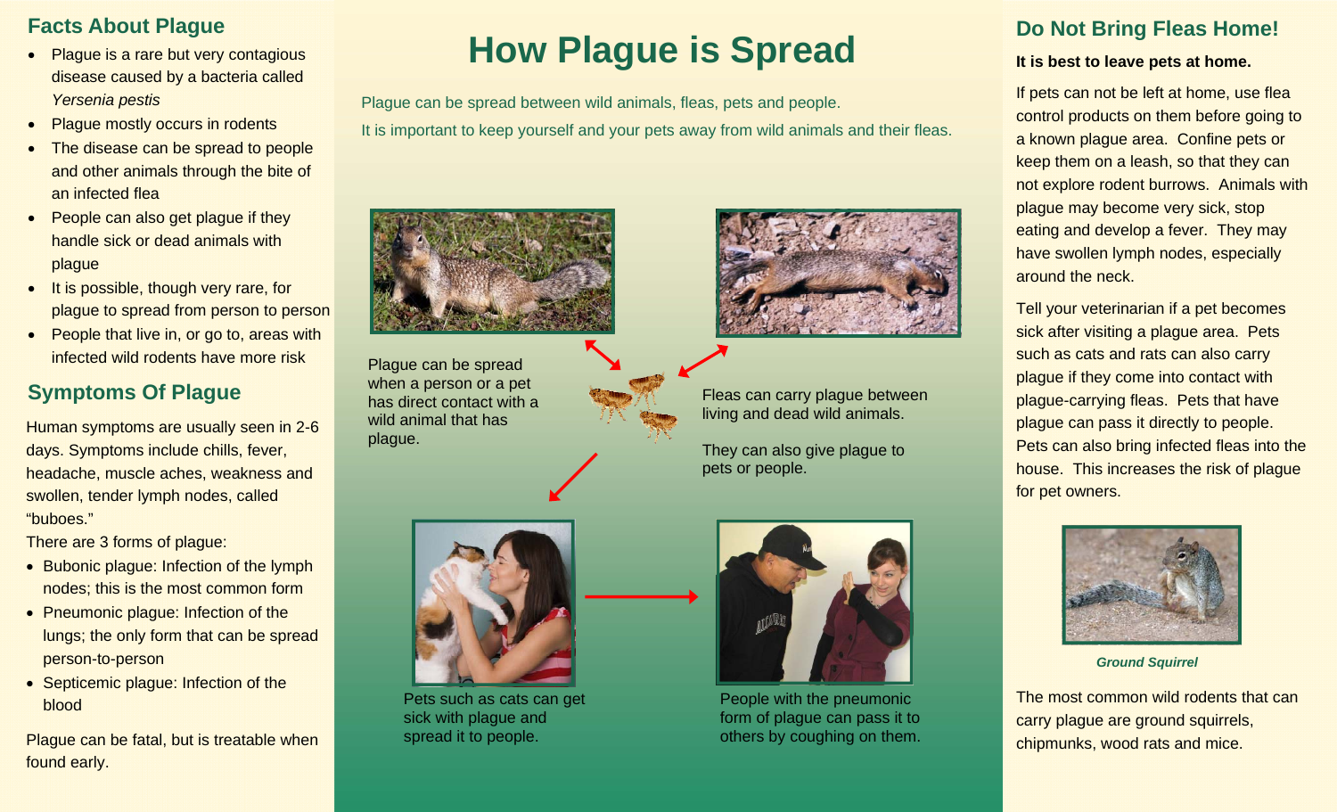## Facts About Plague

- Plague is a rare but very contagious disease caused by a bacteria called *Yersenia pestis*
- Plague mostly occurs in rodents
- The disease can be spread to people and other animals through the bite of an infected flea
- People can also get plague if they handle sick or dead animals with plague
- It is possible, though very rare, for plague to spread from person to person
- People that live in, or go to, areas with infected wild rodents have more risk

## Symptoms Of Plague

Human symptoms are usually seen in 2-6 days. Symptoms include chills, fever, headache, muscle aches, weakness and swollen, tender lymph nodes, called "buboes."

There are 3 forms of plague:

- Bubonic plague: Infection of the lymph nodes; this is the most common form
- Pneumonic plague: Infection of the lungs; the only form that can be spread person-to-person
- Septicemic plague: Infection of the blood

Plague can be fatal, but is treatable when found early.

# How Plague is Spread

Plague can be spread between wild animals, fleas, pets and people.

It is important to keep yourself and your pets away from wild animals and their fleas.

Plague can be spread when a person or a pet has direct contact with a wild animal that has plague.

Fleas can carry plague between living and dead wild animals.

They can also give plague to pets or people.

Pets such as cats can get sick with plague and spread it to people.

People with the pneumonic form of plague can pass it to others by coughing on them.

## Do Not Bring Fleas Home!

**It is best to leave pets at home.**

If pets can not be left at home, use flea control products on them before going to a known plague area. Confine pets or keep them on a leash, so that they can not explore rodent burrows. Animals with plague may become very sick, stop eating and develop a fever. They may have swollen lymph nodes, especially around the neck.

Tell your veterinarian if a pet becomes sick after visiting a plague area. Pets such as cats and rats can also carry plague if they come into contact with plague-carrying fleas. Pets that have plague can pass it directly to people. Pets can also bring infected fleas into the house. This increases the risk of plague for pet owners.

***Ground Squirrel***

The most common wild rodents that can carry plague are ground squirrels, chipmunks, wood rats and mice.